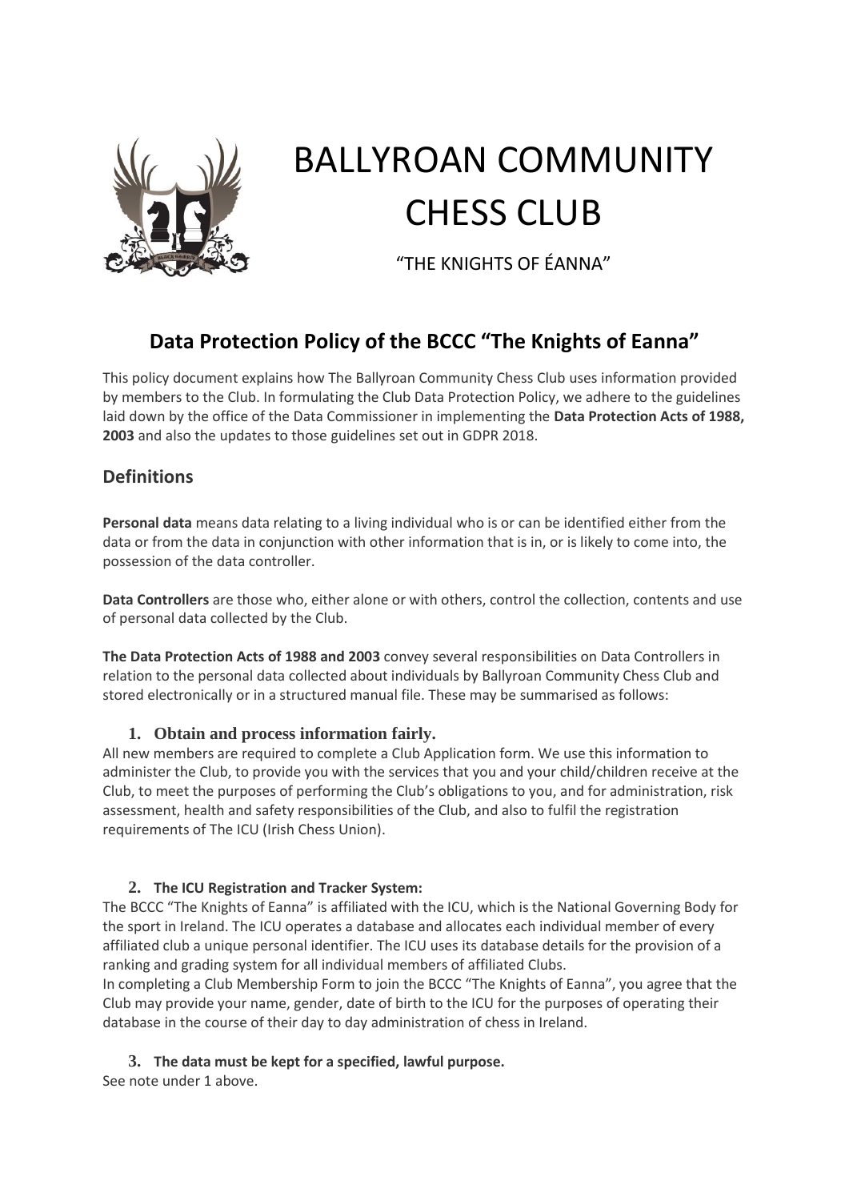# BALLYROAN COMMUNITY CHESS CLUB

"THE KNIGHTS OF ÉANNA"

## Data Protection Policy of the BCCC "The Knights of Eanna"

This policy document explains how The Ballyroan Community Chess Club uses information provided by members to the Club. In formulating the Club Data Protection Policy, we adhere to the guidelines laid down by the office of the Data Commissioner in implementing the **Data Protection Acts of 1988, 2003** and also the updates to those guidelines set out in GDPR 2018.

### Definitions

**Personal data** means data relating to a living individual who is or can be identified either from the data or from the data in conjunction with other information that is in, or is likely to come into, the possession of the data controller.

**Data Controllers** are those who, either alone or with others, control the collection, contents and use of personal data collected by the Club.

**The Data Protection Acts of 1988 and 2003** convey several responsibilities on Data Controllers in relation to the personal data collected about individuals by Ballyroan Community Chess Club and stored electronically or in a structured manual file. These may be summarised as follows:

1. **Obtain and process information fairly.**

All new members are required to complete a Club Application form. We use this information to administer the Club, to provide you with the services that you and your child/children receive at the Club, to meet the purposes of performing the Club's obligations to you, and for administration, risk assessment, health and safety responsibilities of the Club, and also to fulfil the registration requirements of The ICU (Irish Chess Union).

2. **The ICU Registration and Tracker System:**

The BCCC "The Knights of Eanna" is affiliated with the ICU, which is the National Governing Body for the sport in Ireland. The ICU operates a database and allocates each individual member of every affiliated club a unique personal identifier. The ICU uses its database details for the provision of a ranking and grading system for all individual members of affiliated Clubs.

In completing a Club Membership Form to join the BCCC "The Knights of Eanna", you agree that the Club may provide your name, gender, date of birth to the ICU for the purposes of operating their database in the course of their day to day administration of chess in Ireland.

3. **The data must be kept for a specified, lawful purpose.**

See note under 1 above.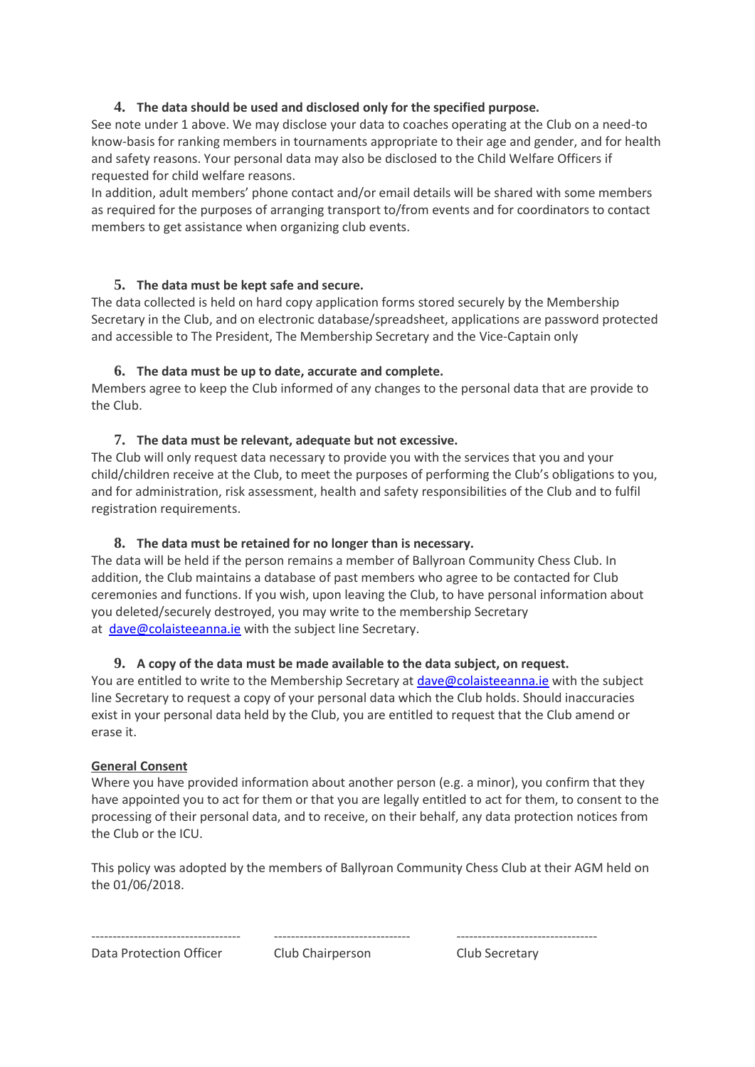### 4. The data should be used and disclosed only for the specified purpose.

See note under 1 above. We may disclose your data to coaches operating at the Club on a need-to know-basis for ranking members in tournaments appropriate to their age and gender, and for health and safety reasons. Your personal data may also be disclosed to the Child Welfare Officers if requested for child welfare reasons.

In addition, adult members' phone contact and/or email details will be shared with some members as required for the purposes of arranging transport to/from events and for coordinators to contact members to get assistance when organizing club events.

### 5. The data must be kept safe and secure.

The data collected is held on hard copy application forms stored securely by the Membership Secretary in the Club, and on electronic database/spreadsheet, applications are password protected and accessible to The President, The Membership Secretary and the Vice-Captain only

### 6. The data must be up to date, accurate and complete.

Members agree to keep the Club informed of any changes to the personal data that are provide to the Club.

### 7. The data must be relevant, adequate but not excessive.

The Club will only request data necessary to provide you with the services that you and your child/children receive at the Club, to meet the purposes of performing the Club's obligations to you, and for administration, risk assessment, health and safety responsibilities of the Club and to fulfil registration requirements.

### 8. The data must be retained for no longer than is necessary.

The data will be held if the person remains a member of Ballyroan Community Chess Club. In addition, the Club maintains a database of past members who agree to be contacted for Club ceremonies and functions. If you wish, upon leaving the Club, to have personal information about you deleted/securely destroyed, you may write to the membership Secretary at [dave@colaisteeanna.ie](mailto:dave@colaisteeanna.ie) with the subject line Secretary.

### 9. A copy of the data must be made available to the data subject, on request.

You are entitled to write to the Membership Secretary at [dave@colaisteeanna.ie](mailto:dave@colaisteeanna.ie) with the subject line Secretary to request a copy of your personal data which the Club holds. Should inaccuracies exist in your personal data held by the Club, you are entitled to request that the Club amend or erase it.

**General Consent**

Where you have provided information about another person (e.g. a minor), you confirm that they have appointed you to act for them or that you are legally entitled to act for them, to consent to the processing of their personal data, and to receive, on their behalf, any data protection notices from the Club or the ICU.

This policy was adopted by the members of Ballyroan Community Chess Club at their AGM held on the 01/06/2018.

| | | |
|---|---|---|
| ----------------------------------- | -------------------------------- | --------------------------------- |
| Data Protection Officer | Club Chairperson | Club Secretary |